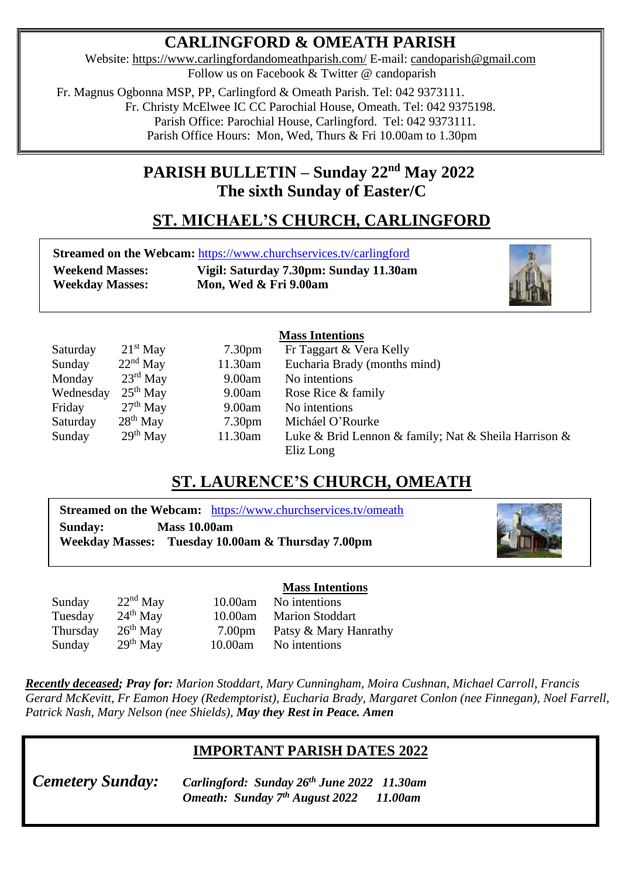# CARLINGFORD & OMEATH PARISH

Website: https://www.carlingfordandomeathparish.com/ E-mail: candoparish@gmail.com
Follow us on Facebook & Twitter @ candoparish

Fr. Magnus Ogbonna MSP, PP, Carlingford & Omeath Parish. Tel: 042 9373111.
Fr. Christy McElwee IC CC Parochial House, Omeath. Tel: 042 9375198.
Parish Office: Parochial House, Carlingford. Tel: 042 9373111.
Parish Office Hours: Mon, Wed, Thurs & Fri 10.00am to 1.30pm

## PARISH BULLETIN – Sunday 22nd May 2022
## The sixth Sunday of Easter/C

## ST. MICHAEL'S CHURCH, CARLINGFORD

**Streamed on the Webcam:** https://www.churchservices.tv/carlingford
**Weekend Masses:** **Vigil: Saturday 7.30pm: Sunday 11.30am**
**Weekday Masses:** **Mon, Wed & Fri 9.00am**

| | | | Mass Intentions |
|---|---|---|---|
| Saturday | 21st May | 7.30pm | Fr Taggart & Vera Kelly |
| Sunday | 22nd May | 11.30am | Eucharia Brady (months mind) |
| Monday | 23rd May | 9.00am | No intentions |
| Wednesday | 25th May | 9.00am | Rose Rice & family |
| Friday | 27th May | 9.00am | No intentions |
| Saturday | 28th May | 7.30pm | Micháel O'Rourke |
| Sunday | 29th May | 11.30am | Luke & Brid Lennon & family; Nat & Sheila Harrison & Eliz Long |

## ST. LAURENCE'S CHURCH, OMEATH

**Streamed on the Webcam:** https://www.churchservices.tv/omeath
**Sunday:** **Mass 10.00am**
**Weekday Masses:** **Tuesday 10.00am & Thursday 7.00pm**

| | | | Mass Intentions |
|---|---|---|---|
| Sunday | 22nd May | 10.00am | No intentions |
| Tuesday | 24th May | 10.00am | Marion Stoddart |
| Thursday | 26th May | 7.00pm | Patsy & Mary Hanrathy |
| Sunday | 29th May | 10.00am | No intentions |

***Recently deceased; Pray for:*** *Marion Stoddart, Mary Cunningham, Moira Cushnan, Michael Carroll, Francis Gerard McKevitt, Fr Eamon Hoey (Redemptorist), Eucharia Brady, Margaret Conlon (nee Finnegan), Noel Farrell, Patrick Nash, Mary Nelson (nee Shields),* ***May they Rest in Peace. Amen***

## IMPORTANT PARISH DATES 2022

***Cemetery Sunday:*** ***Carlingford: Sunday 26th June 2022 11.30am***
***Omeath: Sunday 7th August 2022 11.00am***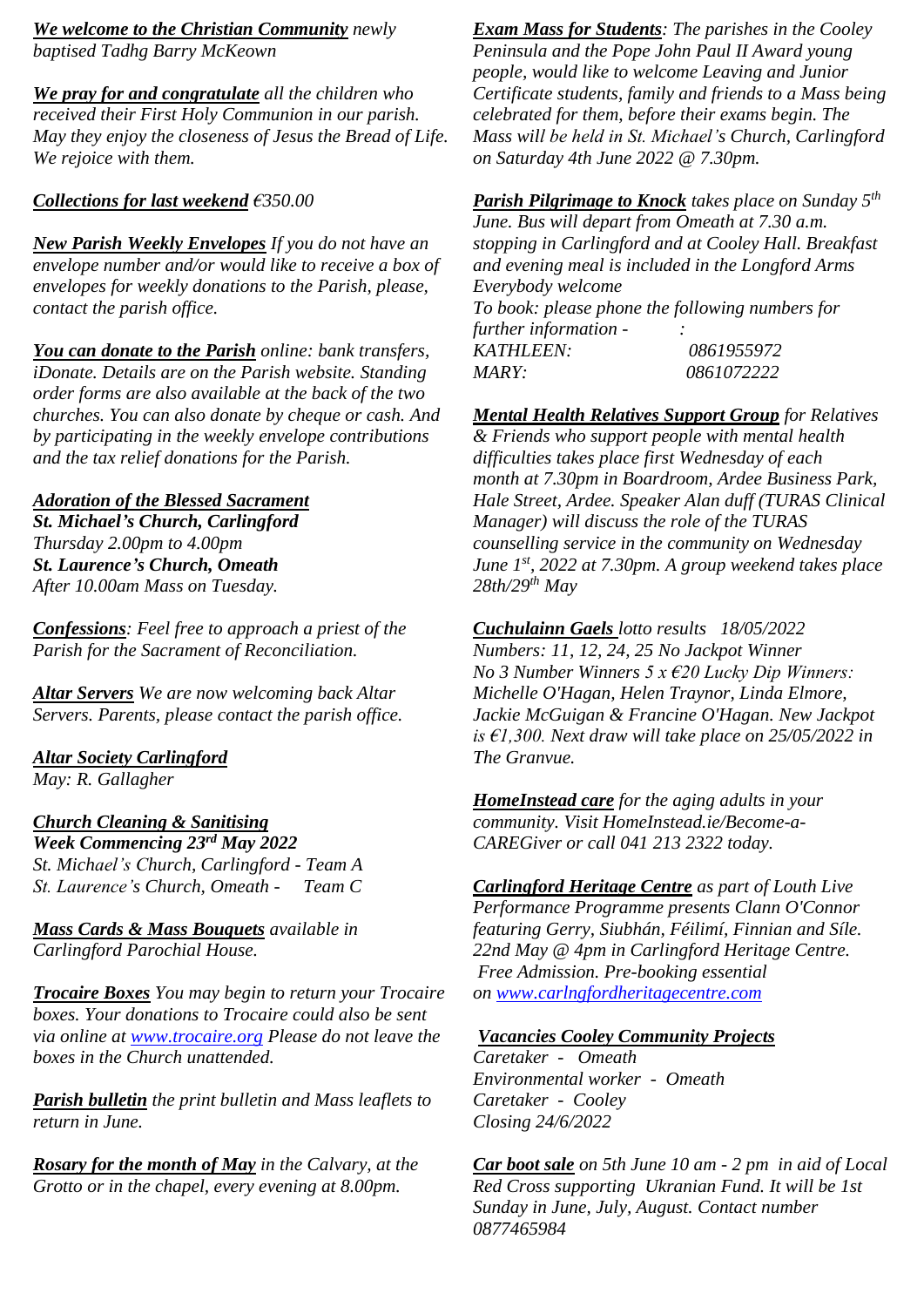***We welcome to the Christian Community*** *newly baptised Tadhg Barry McKeown*

***We pray for and congratulate*** *all the children who received their First Holy Communion in our parish. May they enjoy the closeness of Jesus the Bread of Life. We rejoice with them.*

***Collections for last weekend*** *€350.00*

***New Parish Weekly Envelopes*** *If you do not have an envelope number and/or would like to receive a box of envelopes for weekly donations to the Parish, please, contact the parish office.*

***You can donate to the Parish*** *online: bank transfers, iDonate. Details are on the Parish website. Standing order forms are also available at the back of the two churches. You can also donate by cheque or cash. And by participating in the weekly envelope contributions and the tax relief donations for the Parish.*

***Adoration of the Blessed Sacrament***
***St. Michael's Church, Carlingford***
*Thursday 2.00pm to 4.00pm*
***St. Laurence's Church, Omeath***
*After 10.00am Mass on Tuesday.*

***Confessions****: Feel free to approach a priest of the Parish for the Sacrament of Reconciliation.*

***Altar Servers*** *We are now welcoming back Altar Servers. Parents, please contact the parish office.*

***Altar Society Carlingford***
*May: R. Gallagher*

***Church Cleaning & Sanitising***
***Week Commencing 23rd May 2022***
*St. Michael's Church, Carlingford - Team A*
*St. Laurence's Church, Omeath - Team C*

***Mass Cards & Mass Bouquets*** *available in Carlingford Parochial House.*

***Trocaire Boxes*** *You may begin to return your Trocaire boxes. Your donations to Trocaire could also be sent via online at www.trocaire.org Please do not leave the boxes in the Church unattended.*

***Parish bulletin*** *the print bulletin and Mass leaflets to return in June.*

***Rosary for the month of May*** *in the Calvary, at the Grotto or in the chapel, every evening at 8.00pm.*

***Exam Mass for Students****: The parishes in the Cooley Peninsula and the Pope John Paul II Award young people, would like to welcome Leaving and Junior Certificate students, family and friends to a Mass being celebrated for them, before their exams begin. The Mass will be held in St. Michael's Church, Carlingford on Saturday 4th June 2022 @ 7.30pm.*

***Parish Pilgrimage to Knock*** *takes place on Sunday 5th June. Bus will depart from Omeath at 7.30 a.m. stopping in Carlingford and at Cooley Hall. Breakfast and evening meal is included in the Longford Arms Everybody welcome*
*To book: please phone the following numbers for further information - :*
*KATHLEEN: 0861955972*
*MARY: 0861072222*

***Mental Health Relatives Support Group*** *for Relatives & Friends who support people with mental health difficulties takes place first Wednesday of each month at 7.30pm in Boardroom, Ardee Business Park, Hale Street, Ardee. Speaker Alan duff (TURAS Clinical Manager) will discuss the role of the TURAS counselling service in the community on Wednesday June 1st, 2022 at 7.30pm. A group weekend takes place 28th/29th May*

***Cuchulainn Gaels*** *lotto results 18/05/2022*
*Numbers: 11, 12, 24, 25 No Jackpot Winner*
*No 3 Number Winners 5 x €20 Lucky Dip Winners: Michelle O'Hagan, Helen Traynor, Linda Elmore, Jackie McGuigan & Francine O'Hagan. New Jackpot is €1,300. Next draw will take place on 25/05/2022 in The Granvue.*

***HomeInstead care*** *for the aging adults in your community. Visit HomeInstead.ie/Become-a-CAREGiver or call 041 213 2322 today.*

***Carlingford Heritage Centre*** *as part of Louth Live Performance Programme presents Clann O'Connor featuring Gerry, Siubhán, Féilimí, Finnian and Síle. 22nd May @ 4pm in Carlingford Heritage Centre. Free Admission. Pre-booking essential on www.carlngfordheritagecentre.com*

***Vacancies Cooley Community Projects***
*Caretaker - Omeath*
*Environmental worker - Omeath*
*Caretaker - Cooley*
*Closing 24/6/2022*

***Car boot sale*** *on 5th June 10 am - 2 pm in aid of Local Red Cross supporting Ukranian Fund. It will be 1st Sunday in June, July, August. Contact number 0877465984*